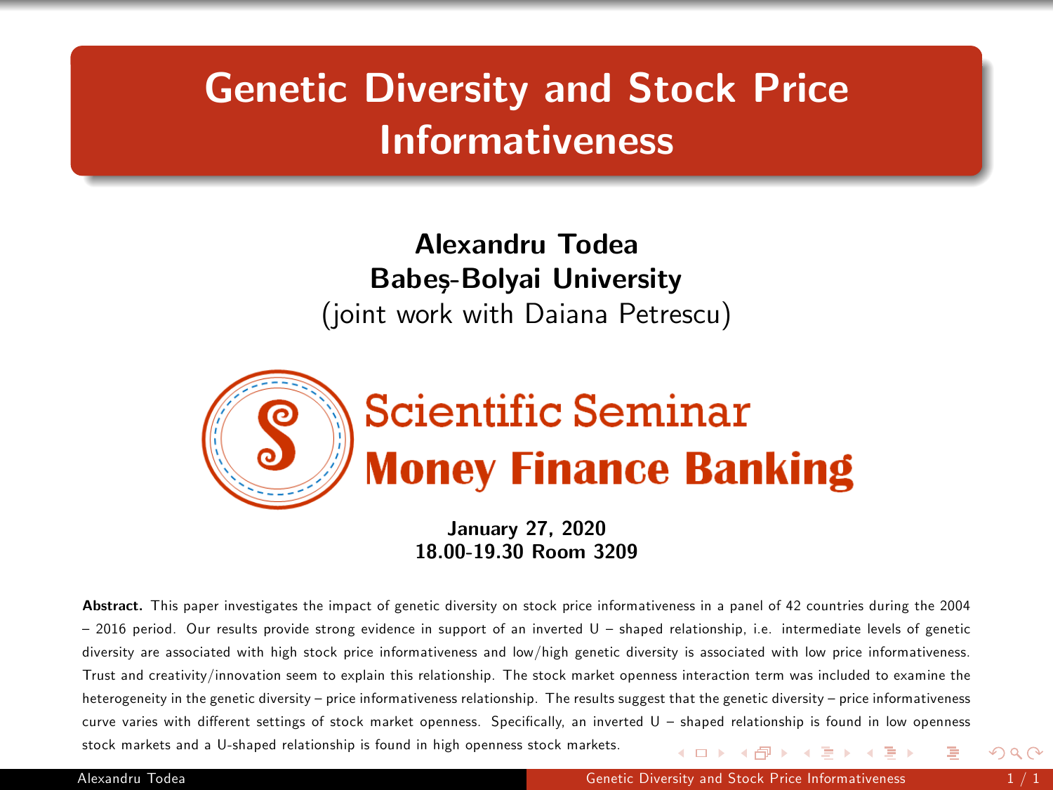# Genetic Diversity and Stock Price Informativeness

**Alexandru Todea**
**Babeș-Bolyai University**
(joint work with Daiana Petrescu)

Scientific Seminar
**Money Finance Banking**

**January 27, 2020**
**18.00-19.30 Room 3209**

**Abstract.** This paper investigates the impact of genetic diversity on stock price informativeness in a panel of 42 countries during the 2004 – 2016 period. Our results provide strong evidence in support of an inverted U – shaped relationship, i.e. intermediate levels of genetic diversity are associated with high stock price informativeness and low/high genetic diversity is associated with low price informativeness. Trust and creativity/innovation seem to explain this relationship. The stock market openness interaction term was included to examine the heterogeneity in the genetic diversity – price informativeness relationship. The results suggest that the genetic diversity – price informativeness curve varies with different settings of stock market openness. Specifically, an inverted U – shaped relationship is found in low openness stock markets and a U-shaped relationship is found in high openness stock markets.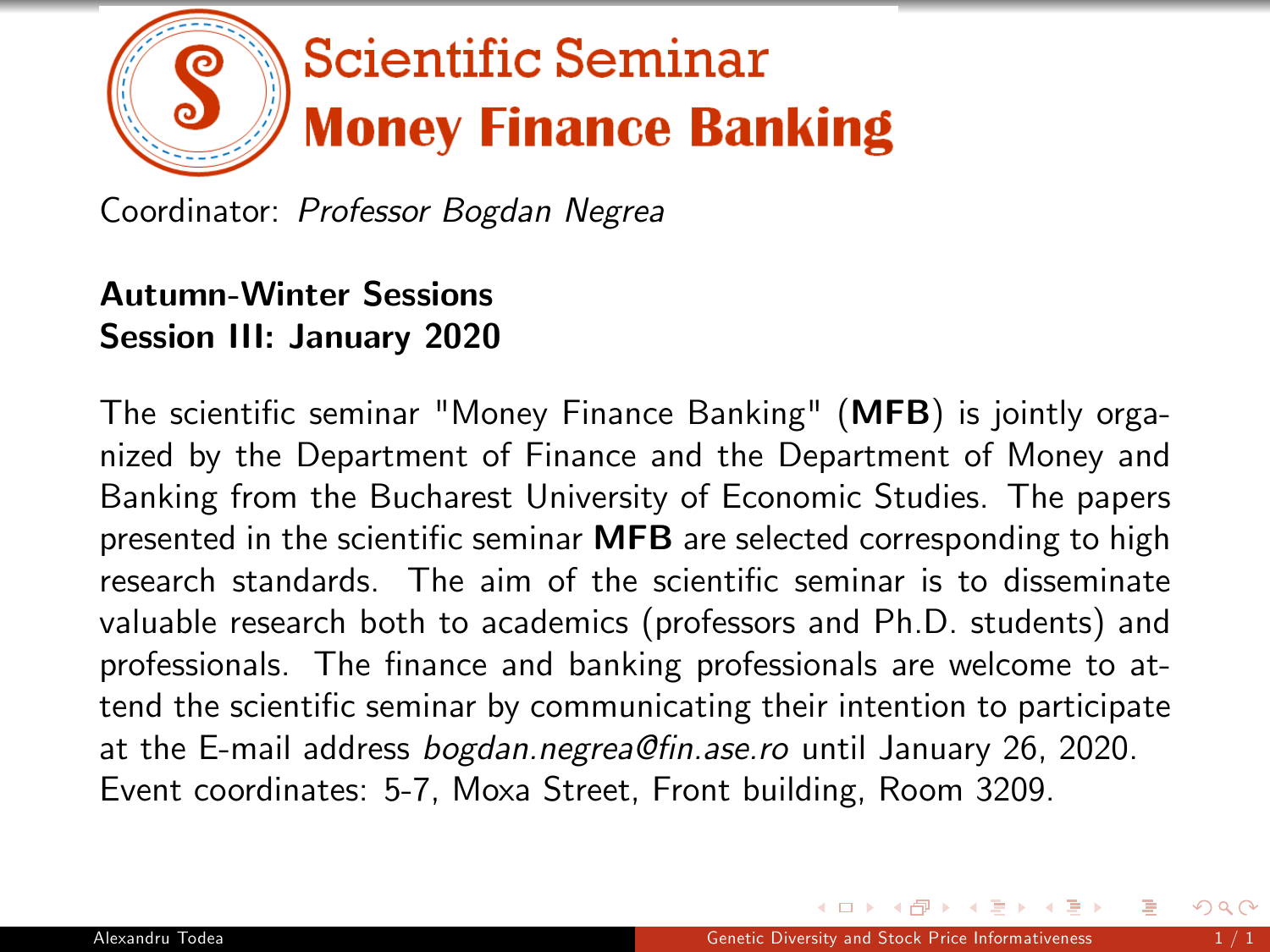# Scientific Seminar
## Money Finance Banking

Coordinator: *Professor Bogdan Negrea*

**Autumn-Winter Sessions**
**Session III: January 2020**

The scientific seminar "Money Finance Banking" (**MFB**) is jointly organized by the Department of Finance and the Department of Money and Banking from the Bucharest University of Economic Studies. The papers presented in the scientific seminar **MFB** are selected corresponding to high research standards. The aim of the scientific seminar is to disseminate valuable research both to academics (professors and Ph.D. students) and professionals. The finance and banking professionals are welcome to attend the scientific seminar by communicating their intention to participate at the E-mail address *bogdan.negrea@fin.ase.ro* until January 26, 2020. Event coordinates: 5-7, Moxa Street, Front building, Room 3209.